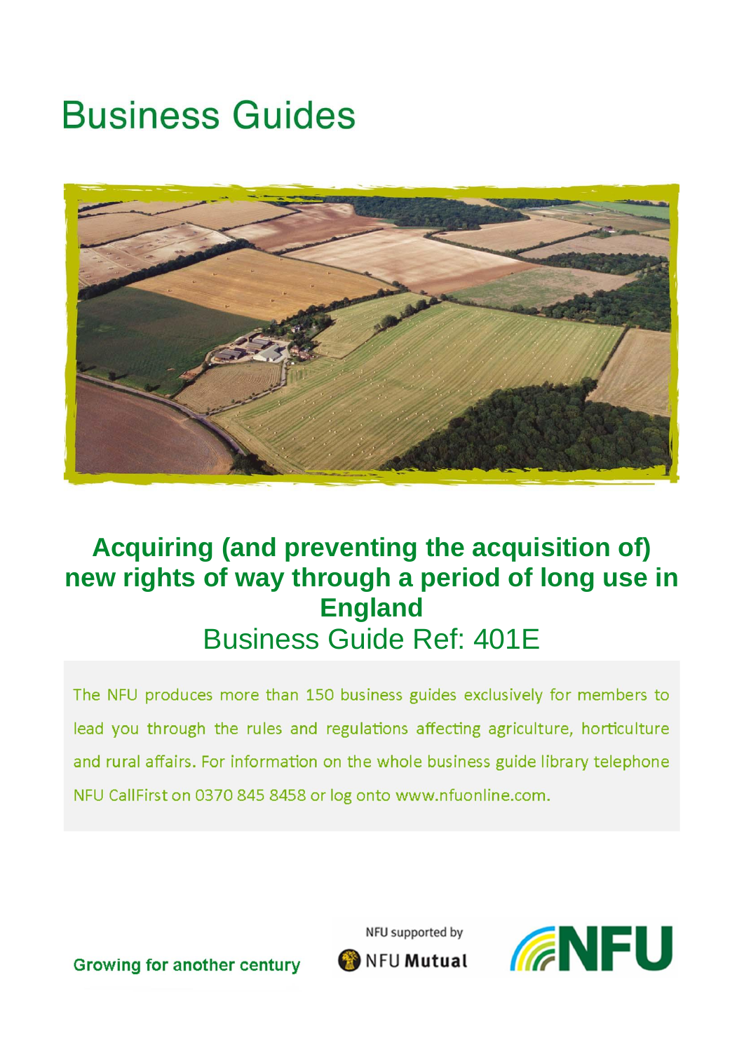# Business Guides

## Acquiring (and preventing the acquisition of) new rights of way through a period of long use in England

Business Guide Ref: 401E

The NFU produces more than 150 business guides exclusively for members to lead you through the rules and regulations affecting agriculture, horticulture and rural affairs. For information on the whole business guide library telephone NFU CallFirst on 0370 845 8458 or log onto www.nfuonline.com.

Growing for another century

NFU supported by NFU Mutual

NFU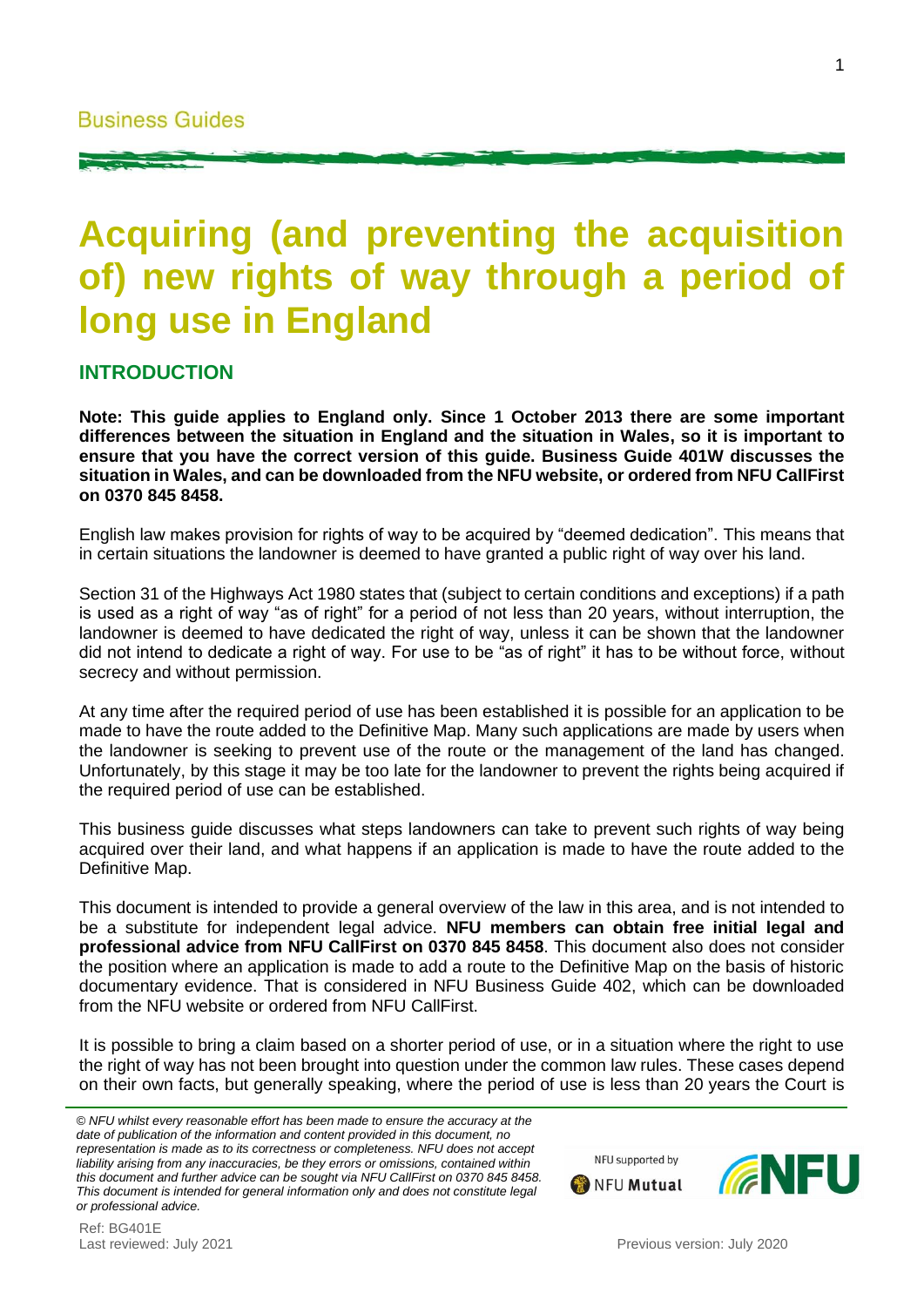Business Guides

# Acquiring (and preventing the acquisition of) new rights of way through a period of long use in England

## INTRODUCTION

**Note: This guide applies to England only. Since 1 October 2013 there are some important differences between the situation in England and the situation in Wales, so it is important to ensure that you have the correct version of this guide. Business Guide 401W discusses the situation in Wales, and can be downloaded from the NFU website, or ordered from NFU CallFirst on 0370 845 8458.**

English law makes provision for rights of way to be acquired by "deemed dedication". This means that in certain situations the landowner is deemed to have granted a public right of way over his land.

Section 31 of the Highways Act 1980 states that (subject to certain conditions and exceptions) if a path is used as a right of way "as of right" for a period of not less than 20 years, without interruption, the landowner is deemed to have dedicated the right of way, unless it can be shown that the landowner did not intend to dedicate a right of way. For use to be "as of right" it has to be without force, without secrecy and without permission.

At any time after the required period of use has been established it is possible for an application to be made to have the route added to the Definitive Map. Many such applications are made by users when the landowner is seeking to prevent use of the route or the management of the land has changed. Unfortunately, by this stage it may be too late for the landowner to prevent the rights being acquired if the required period of use can be established.

This business guide discusses what steps landowners can take to prevent such rights of way being acquired over their land, and what happens if an application is made to have the route added to the Definitive Map.

This document is intended to provide a general overview of the law in this area, and is not intended to be a substitute for independent legal advice. **NFU members can obtain free initial legal and professional advice from NFU CallFirst on 0370 845 8458**. This document also does not consider the position where an application is made to add a route to the Definitive Map on the basis of historic documentary evidence. That is considered in NFU Business Guide 402, which can be downloaded from the NFU website or ordered from NFU CallFirst.

It is possible to bring a claim based on a shorter period of use, or in a situation where the right to use the right of way has not been brought into question under the common law rules. These cases depend on their own facts, but generally speaking, where the period of use is less than 20 years the Court is

*© NFU whilst every reasonable effort has been made to ensure the accuracy at the date of publication of the information and content provided in this document, no representation is made as to its correctness or completeness. NFU does not accept liability arising from any inaccuracies, be they errors or omissions, contained within this document and further advice can be sought via NFU CallFirst on 0370 845 8458. This document is intended for general information only and does not constitute legal or professional advice.*

NFU supported by NFU Mutual

Ref: BG401E
Last reviewed: July 2021

Previous version: July 2020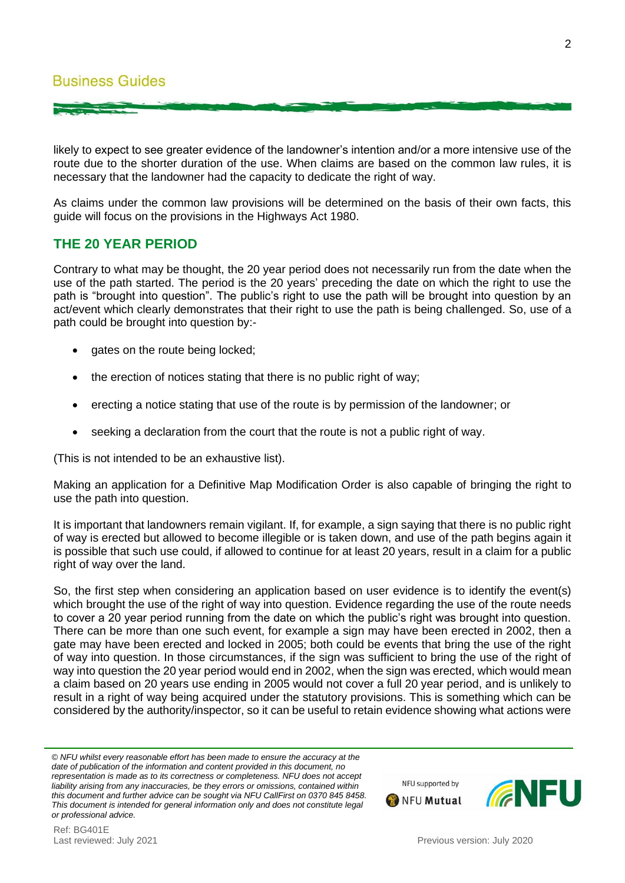likely to expect to see greater evidence of the landowner's intention and/or a more intensive use of the route due to the shorter duration of the use. When claims are based on the common law rules, it is necessary that the landowner had the capacity to dedicate the right of way.

As claims under the common law provisions will be determined on the basis of their own facts, this guide will focus on the provisions in the Highways Act 1980.

## THE 20 YEAR PERIOD

Contrary to what may be thought, the 20 year period does not necessarily run from the date when the use of the path started. The period is the 20 years' preceding the date on which the right to use the path is "brought into question". The public's right to use the path will be brought into question by an act/event which clearly demonstrates that their right to use the path is being challenged. So, use of a path could be brought into question by:-

- gates on the route being locked;
- the erection of notices stating that there is no public right of way;
- erecting a notice stating that use of the route is by permission of the landowner; or
- seeking a declaration from the court that the route is not a public right of way.

(This is not intended to be an exhaustive list).

Making an application for a Definitive Map Modification Order is also capable of bringing the right to use the path into question.

It is important that landowners remain vigilant. If, for example, a sign saying that there is no public right of way is erected but allowed to become illegible or is taken down, and use of the path begins again it is possible that such use could, if allowed to continue for at least 20 years, result in a claim for a public right of way over the land.

So, the first step when considering an application based on user evidence is to identify the event(s) which brought the use of the right of way into question. Evidence regarding the use of the route needs to cover a 20 year period running from the date on which the public's right was brought into question. There can be more than one such event, for example a sign may have been erected in 2002, then a gate may have been erected and locked in 2005; both could be events that bring the use of the right of way into question. In those circumstances, if the sign was sufficient to bring the use of the right of way into question the 20 year period would end in 2002, when the sign was erected, which would mean a claim based on 20 years use ending in 2005 would not cover a full 20 year period, and is unlikely to result in a right of way being acquired under the statutory provisions. This is something which can be considered by the authority/inspector, so it can be useful to retain evidence showing what actions were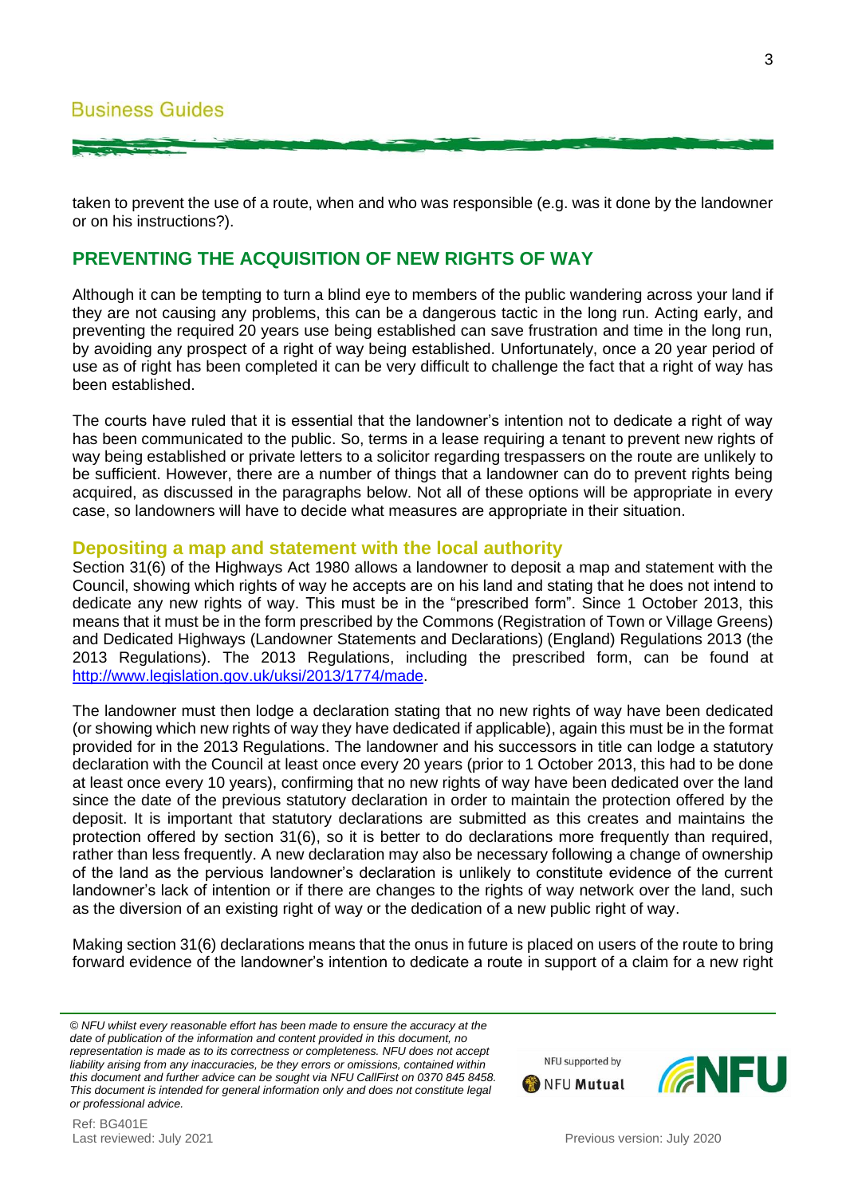taken to prevent the use of a route, when and who was responsible (e.g. was it done by the landowner or on his instructions?).

## PREVENTING THE ACQUISITION OF NEW RIGHTS OF WAY

Although it can be tempting to turn a blind eye to members of the public wandering across your land if they are not causing any problems, this can be a dangerous tactic in the long run. Acting early, and preventing the required 20 years use being established can save frustration and time in the long run, by avoiding any prospect of a right of way being established. Unfortunately, once a 20 year period of use as of right has been completed it can be very difficult to challenge the fact that a right of way has been established.

The courts have ruled that it is essential that the landowner's intention not to dedicate a right of way has been communicated to the public. So, terms in a lease requiring a tenant to prevent new rights of way being established or private letters to a solicitor regarding trespassers on the route are unlikely to be sufficient. However, there are a number of things that a landowner can do to prevent rights being acquired, as discussed in the paragraphs below. Not all of these options will be appropriate in every case, so landowners will have to decide what measures are appropriate in their situation.

### Depositing a map and statement with the local authority

Section 31(6) of the Highways Act 1980 allows a landowner to deposit a map and statement with the Council, showing which rights of way he accepts are on his land and stating that he does not intend to dedicate any new rights of way. This must be in the "prescribed form". Since 1 October 2013, this means that it must be in the form prescribed by the Commons (Registration of Town or Village Greens) and Dedicated Highways (Landowner Statements and Declarations) (England) Regulations 2013 (the 2013 Regulations). The 2013 Regulations, including the prescribed form, can be found at [http://www.legislation.gov.uk/uksi/2013/1774/made](http://www.legislation.gov.uk/uksi/2013/1774/made).

The landowner must then lodge a declaration stating that no new rights of way have been dedicated (or showing which new rights of way they have dedicated if applicable), again this must be in the format provided for in the 2013 Regulations. The landowner and his successors in title can lodge a statutory declaration with the Council at least once every 20 years (prior to 1 October 2013, this had to be done at least once every 10 years), confirming that no new rights of way have been dedicated over the land since the date of the previous statutory declaration in order to maintain the protection offered by the deposit. It is important that statutory declarations are submitted as this creates and maintains the protection offered by section 31(6), so it is better to do declarations more frequently than required, rather than less frequently. A new declaration may also be necessary following a change of ownership of the land as the pervious landowner's declaration is unlikely to constitute evidence of the current landowner's lack of intention or if there are changes to the rights of way network over the land, such as the diversion of an existing right of way or the dedication of a new public right of way.

Making section 31(6) declarations means that the onus in future is placed on users of the route to bring forward evidence of the landowner's intention to dedicate a route in support of a claim for a new right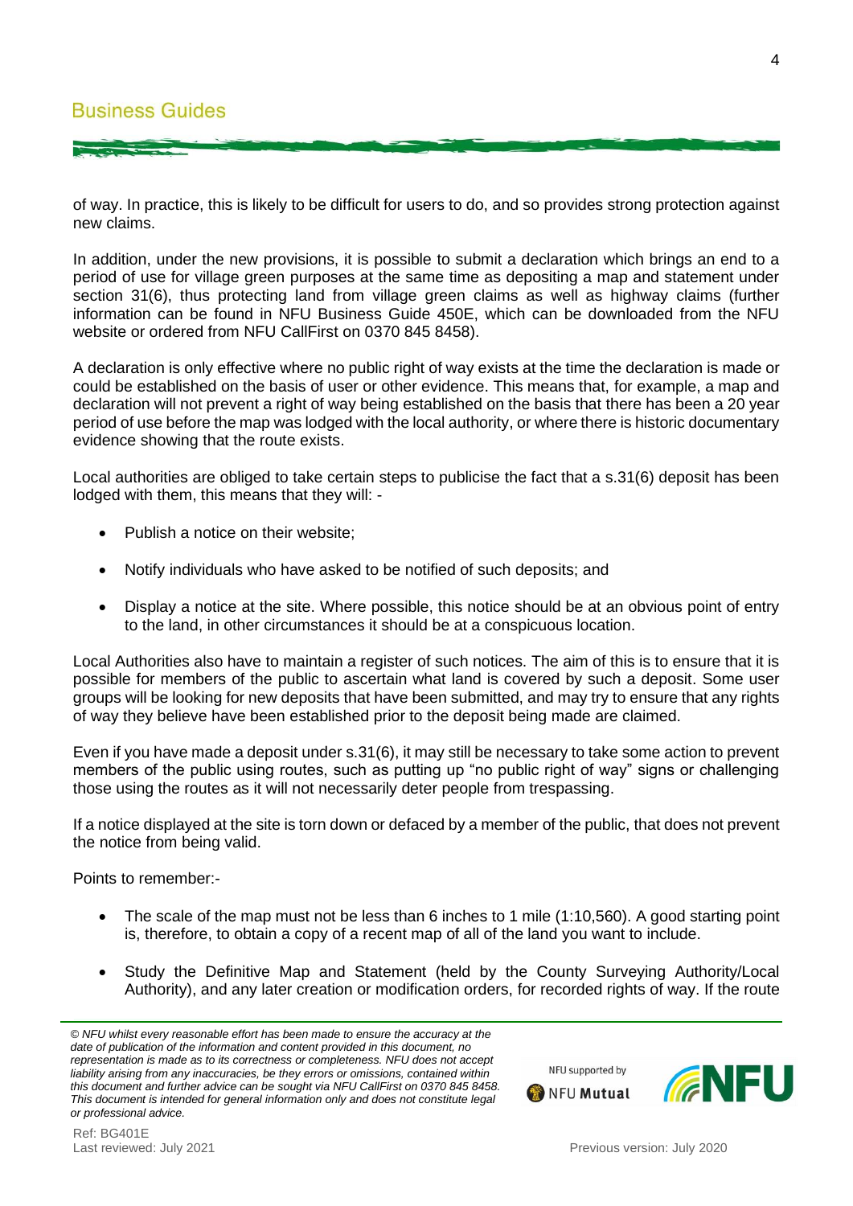of way. In practice, this is likely to be difficult for users to do, and so provides strong protection against new claims.

In addition, under the new provisions, it is possible to submit a declaration which brings an end to a period of use for village green purposes at the same time as depositing a map and statement under section 31(6), thus protecting land from village green claims as well as highway claims (further information can be found in NFU Business Guide 450E, which can be downloaded from the NFU website or ordered from NFU CallFirst on 0370 845 8458).

A declaration is only effective where no public right of way exists at the time the declaration is made or could be established on the basis of user or other evidence. This means that, for example, a map and declaration will not prevent a right of way being established on the basis that there has been a 20 year period of use before the map was lodged with the local authority, or where there is historic documentary evidence showing that the route exists.

Local authorities are obliged to take certain steps to publicise the fact that a s.31(6) deposit has been lodged with them, this means that they will: -

- Publish a notice on their website;
- Notify individuals who have asked to be notified of such deposits; and
- Display a notice at the site. Where possible, this notice should be at an obvious point of entry to the land, in other circumstances it should be at a conspicuous location.

Local Authorities also have to maintain a register of such notices. The aim of this is to ensure that it is possible for members of the public to ascertain what land is covered by such a deposit. Some user groups will be looking for new deposits that have been submitted, and may try to ensure that any rights of way they believe have been established prior to the deposit being made are claimed.

Even if you have made a deposit under s.31(6), it may still be necessary to take some action to prevent members of the public using routes, such as putting up "no public right of way" signs or challenging those using the routes as it will not necessarily deter people from trespassing.

If a notice displayed at the site is torn down or defaced by a member of the public, that does not prevent the notice from being valid.

Points to remember:-

- The scale of the map must not be less than 6 inches to 1 mile (1:10,560). A good starting point is, therefore, to obtain a copy of a recent map of all of the land you want to include.
- Study the Definitive Map and Statement (held by the County Surveying Authority/Local Authority), and any later creation or modification orders, for recorded rights of way. If the route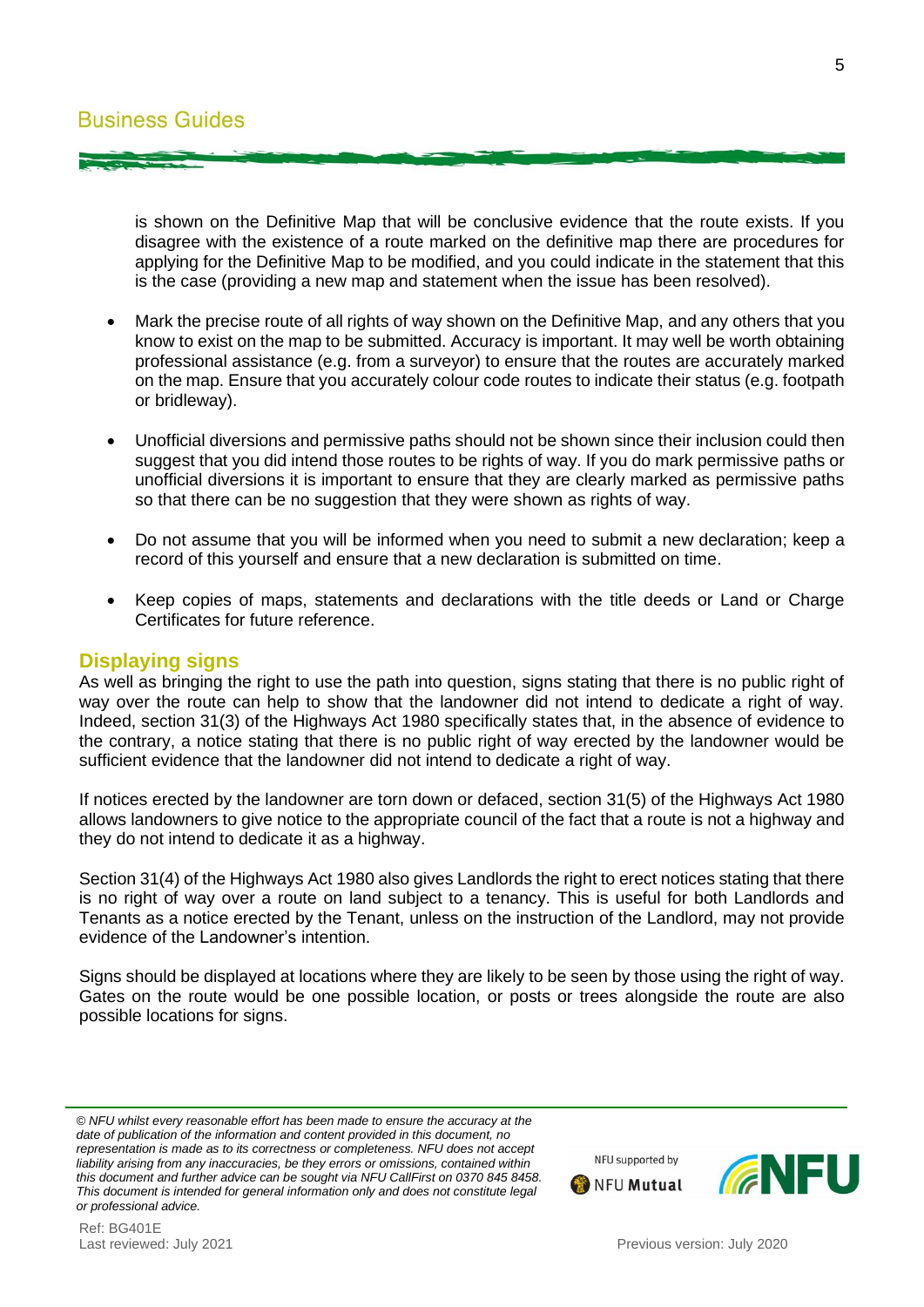is shown on the Definitive Map that will be conclusive evidence that the route exists. If you disagree with the existence of a route marked on the definitive map there are procedures for applying for the Definitive Map to be modified, and you could indicate in the statement that this is the case (providing a new map and statement when the issue has been resolved).

- Mark the precise route of all rights of way shown on the Definitive Map, and any others that you know to exist on the map to be submitted. Accuracy is important. It may well be worth obtaining professional assistance (e.g. from a surveyor) to ensure that the routes are accurately marked on the map. Ensure that you accurately colour code routes to indicate their status (e.g. footpath or bridleway).

- Unofficial diversions and permissive paths should not be shown since their inclusion could then suggest that you did intend those routes to be rights of way. If you do mark permissive paths or unofficial diversions it is important to ensure that they are clearly marked as permissive paths so that there can be no suggestion that they were shown as rights of way.

- Do not assume that you will be informed when you need to submit a new declaration; keep a record of this yourself and ensure that a new declaration is submitted on time.

- Keep copies of maps, statements and declarations with the title deeds or Land or Charge Certificates for future reference.

## Displaying signs

As well as bringing the right to use the path into question, signs stating that there is no public right of way over the route can help to show that the landowner did not intend to dedicate a right of way. Indeed, section 31(3) of the Highways Act 1980 specifically states that, in the absence of evidence to the contrary, a notice stating that there is no public right of way erected by the landowner would be sufficient evidence that the landowner did not intend to dedicate a right of way.

If notices erected by the landowner are torn down or defaced, section 31(5) of the Highways Act 1980 allows landowners to give notice to the appropriate council of the fact that a route is not a highway and they do not intend to dedicate it as a highway.

Section 31(4) of the Highways Act 1980 also gives Landlords the right to erect notices stating that there is no right of way over a route on land subject to a tenancy. This is useful for both Landlords and Tenants as a notice erected by the Tenant, unless on the instruction of the Landlord, may not provide evidence of the Landowner's intention.

Signs should be displayed at locations where they are likely to be seen by those using the right of way. Gates on the route would be one possible location, or posts or trees alongside the route are also possible locations for signs.

*© NFU whilst every reasonable effort has been made to ensure the accuracy at the date of publication of the information and content provided in this document, no representation is made as to its correctness or completeness. NFU does not accept liability arising from any inaccuracies, be they errors or omissions, contained within this document and further advice can be sought via NFU CallFirst on 0370 845 8458. This document is intended for general information only and does not constitute legal or professional advice.*

Ref: BG401E
Last reviewed: July 2021
Previous version: July 2020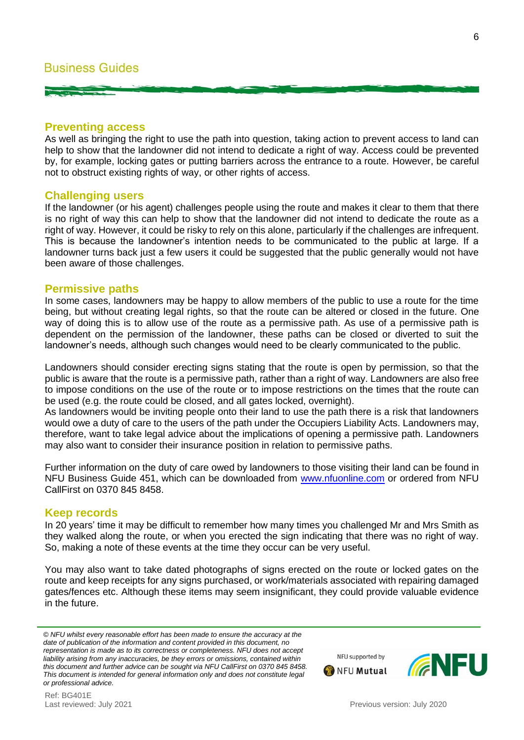## Preventing access

As well as bringing the right to use the path into question, taking action to prevent access to land can help to show that the landowner did not intend to dedicate a right of way. Access could be prevented by, for example, locking gates or putting barriers across the entrance to a route. However, be careful not to obstruct existing rights of way, or other rights of access.

## Challenging users

If the landowner (or his agent) challenges people using the route and makes it clear to them that there is no right of way this can help to show that the landowner did not intend to dedicate the route as a right of way. However, it could be risky to rely on this alone, particularly if the challenges are infrequent. This is because the landowner's intention needs to be communicated to the public at large. If a landowner turns back just a few users it could be suggested that the public generally would not have been aware of those challenges.

## Permissive paths

In some cases, landowners may be happy to allow members of the public to use a route for the time being, but without creating legal rights, so that the route can be altered or closed in the future. One way of doing this is to allow use of the route as a permissive path. As use of a permissive path is dependent on the permission of the landowner, these paths can be closed or diverted to suit the landowner's needs, although such changes would need to be clearly communicated to the public.

Landowners should consider erecting signs stating that the route is open by permission, so that the public is aware that the route is a permissive path, rather than a right of way. Landowners are also free to impose conditions on the use of the route or to impose restrictions on the times that the route can be used (e.g. the route could be closed, and all gates locked, overnight).

As landowners would be inviting people onto their land to use the path there is a risk that landowners would owe a duty of care to the users of the path under the Occupiers Liability Acts. Landowners may, therefore, want to take legal advice about the implications of opening a permissive path. Landowners may also want to consider their insurance position in relation to permissive paths.

Further information on the duty of care owed by landowners to those visiting their land can be found in NFU Business Guide 451, which can be downloaded from [www.nfuonline.com](http://www.nfuonline.com) or ordered from NFU CallFirst on 0370 845 8458.

## Keep records

In 20 years' time it may be difficult to remember how many times you challenged Mr and Mrs Smith as they walked along the route, or when you erected the sign indicating that there was no right of way. So, making a note of these events at the time they occur can be very useful.

You may also want to take dated photographs of signs erected on the route or locked gates on the route and keep receipts for any signs purchased, or work/materials associated with repairing damaged gates/fences etc. Although these items may seem insignificant, they could provide valuable evidence in the future.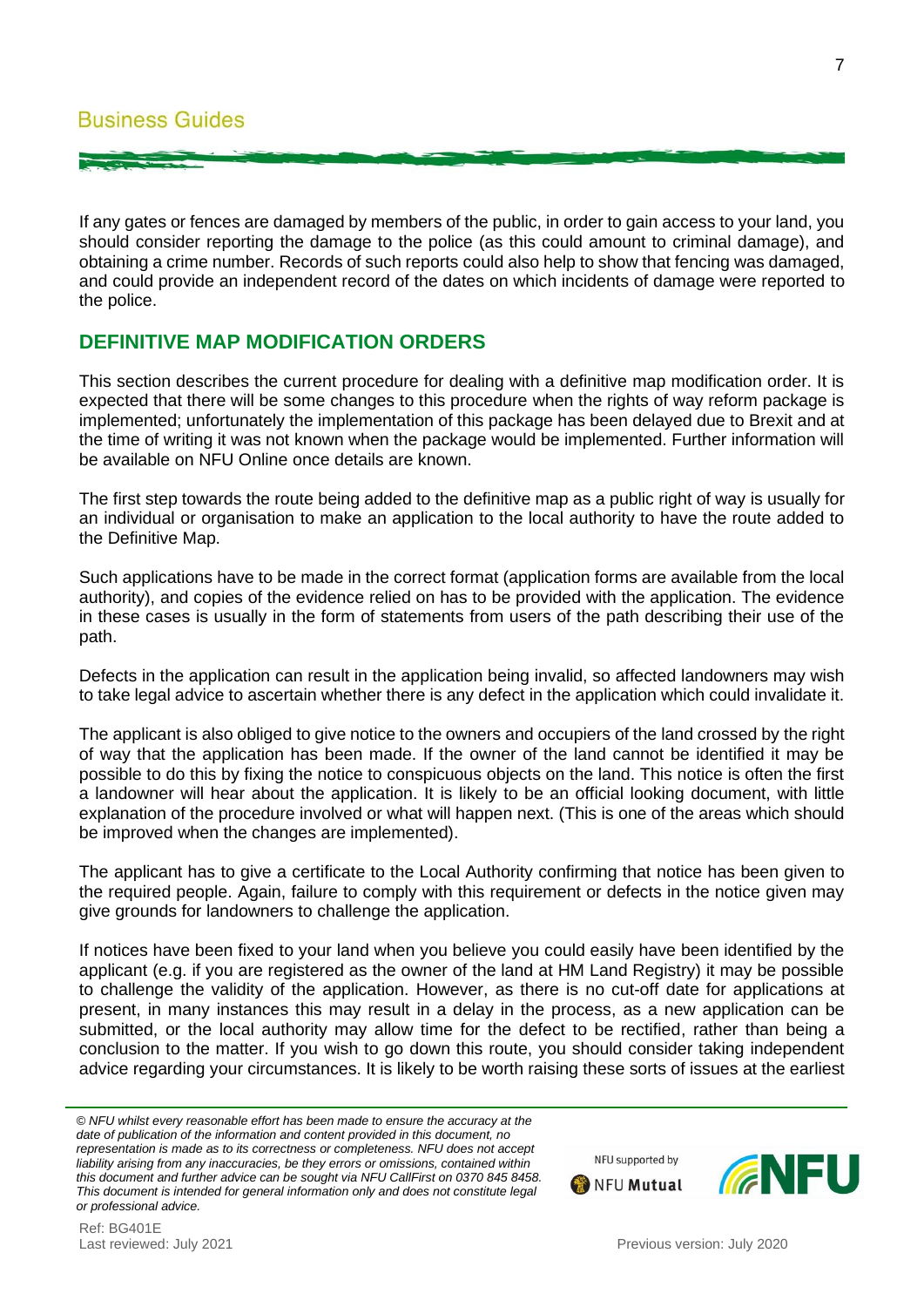If any gates or fences are damaged by members of the public, in order to gain access to your land, you should consider reporting the damage to the police (as this could amount to criminal damage), and obtaining a crime number. Records of such reports could also help to show that fencing was damaged, and could provide an independent record of the dates on which incidents of damage were reported to the police.

## DEFINITIVE MAP MODIFICATION ORDERS

This section describes the current procedure for dealing with a definitive map modification order. It is expected that there will be some changes to this procedure when the rights of way reform package is implemented; unfortunately the implementation of this package has been delayed due to Brexit and at the time of writing it was not known when the package would be implemented. Further information will be available on NFU Online once details are known.

The first step towards the route being added to the definitive map as a public right of way is usually for an individual or organisation to make an application to the local authority to have the route added to the Definitive Map.

Such applications have to be made in the correct format (application forms are available from the local authority), and copies of the evidence relied on has to be provided with the application. The evidence in these cases is usually in the form of statements from users of the path describing their use of the path.

Defects in the application can result in the application being invalid, so affected landowners may wish to take legal advice to ascertain whether there is any defect in the application which could invalidate it.

The applicant is also obliged to give notice to the owners and occupiers of the land crossed by the right of way that the application has been made. If the owner of the land cannot be identified it may be possible to do this by fixing the notice to conspicuous objects on the land. This notice is often the first a landowner will hear about the application. It is likely to be an official looking document, with little explanation of the procedure involved or what will happen next. (This is one of the areas which should be improved when the changes are implemented).

The applicant has to give a certificate to the Local Authority confirming that notice has been given to the required people. Again, failure to comply with this requirement or defects in the notice given may give grounds for landowners to challenge the application.

If notices have been fixed to your land when you believe you could easily have been identified by the applicant (e.g. if you are registered as the owner of the land at HM Land Registry) it may be possible to challenge the validity of the application. However, as there is no cut-off date for applications at present, in many instances this may result in a delay in the process, as a new application can be submitted, or the local authority may allow time for the defect to be rectified, rather than being a conclusion to the matter. If you wish to go down this route, you should consider taking independent advice regarding your circumstances. It is likely to be worth raising these sorts of issues at the earliest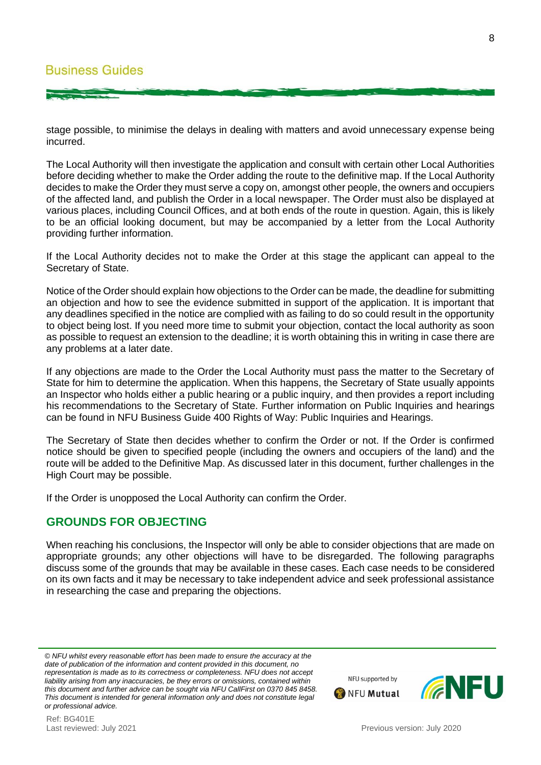stage possible, to minimise the delays in dealing with matters and avoid unnecessary expense being incurred.

The Local Authority will then investigate the application and consult with certain other Local Authorities before deciding whether to make the Order adding the route to the definitive map. If the Local Authority decides to make the Order they must serve a copy on, amongst other people, the owners and occupiers of the affected land, and publish the Order in a local newspaper. The Order must also be displayed at various places, including Council Offices, and at both ends of the route in question. Again, this is likely to be an official looking document, but may be accompanied by a letter from the Local Authority providing further information.

If the Local Authority decides not to make the Order at this stage the applicant can appeal to the Secretary of State.

Notice of the Order should explain how objections to the Order can be made, the deadline for submitting an objection and how to see the evidence submitted in support of the application. It is important that any deadlines specified in the notice are complied with as failing to do so could result in the opportunity to object being lost. If you need more time to submit your objection, contact the local authority as soon as possible to request an extension to the deadline; it is worth obtaining this in writing in case there are any problems at a later date.

If any objections are made to the Order the Local Authority must pass the matter to the Secretary of State for him to determine the application. When this happens, the Secretary of State usually appoints an Inspector who holds either a public hearing or a public inquiry, and then provides a report including his recommendations to the Secretary of State. Further information on Public Inquiries and hearings can be found in NFU Business Guide 400 Rights of Way: Public Inquiries and Hearings.

The Secretary of State then decides whether to confirm the Order or not. If the Order is confirmed notice should be given to specified people (including the owners and occupiers of the land) and the route will be added to the Definitive Map. As discussed later in this document, further challenges in the High Court may be possible.

If the Order is unopposed the Local Authority can confirm the Order.

## GROUNDS FOR OBJECTING

When reaching his conclusions, the Inspector will only be able to consider objections that are made on appropriate grounds; any other objections will have to be disregarded. The following paragraphs discuss some of the grounds that may be available in these cases. Each case needs to be considered on its own facts and it may be necessary to take independent advice and seek professional assistance in researching the case and preparing the objections.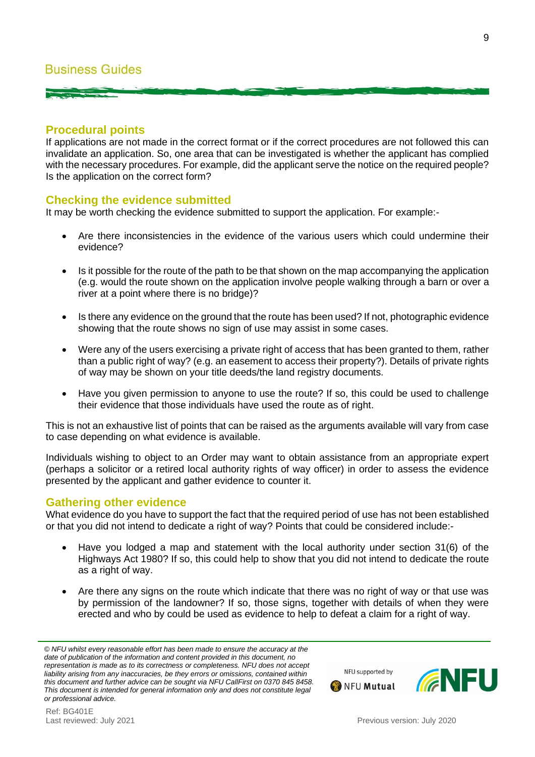## Procedural points

If applications are not made in the correct format or if the correct procedures are not followed this can invalidate an application. So, one area that can be investigated is whether the applicant has complied with the necessary procedures. For example, did the applicant serve the notice on the required people? Is the application on the correct form?

## Checking the evidence submitted

It may be worth checking the evidence submitted to support the application. For example:-

- Are there inconsistencies in the evidence of the various users which could undermine their evidence?
- Is it possible for the route of the path to be that shown on the map accompanying the application (e.g. would the route shown on the application involve people walking through a barn or over a river at a point where there is no bridge)?
- Is there any evidence on the ground that the route has been used? If not, photographic evidence showing that the route shows no sign of use may assist in some cases.
- Were any of the users exercising a private right of access that has been granted to them, rather than a public right of way? (e.g. an easement to access their property?). Details of private rights of way may be shown on your title deeds/the land registry documents.
- Have you given permission to anyone to use the route? If so, this could be used to challenge their evidence that those individuals have used the route as of right.

This is not an exhaustive list of points that can be raised as the arguments available will vary from case to case depending on what evidence is available.

Individuals wishing to object to an Order may want to obtain assistance from an appropriate expert (perhaps a solicitor or a retired local authority rights of way officer) in order to assess the evidence presented by the applicant and gather evidence to counter it.

## Gathering other evidence

What evidence do you have to support the fact that the required period of use has not been established or that you did not intend to dedicate a right of way? Points that could be considered include:-

- Have you lodged a map and statement with the local authority under section 31(6) of the Highways Act 1980? If so, this could help to show that you did not intend to dedicate the route as a right of way.
- Are there any signs on the route which indicate that there was no right of way or that use was by permission of the landowner? If so, those signs, together with details of when they were erected and who by could be used as evidence to help to defeat a claim for a right of way.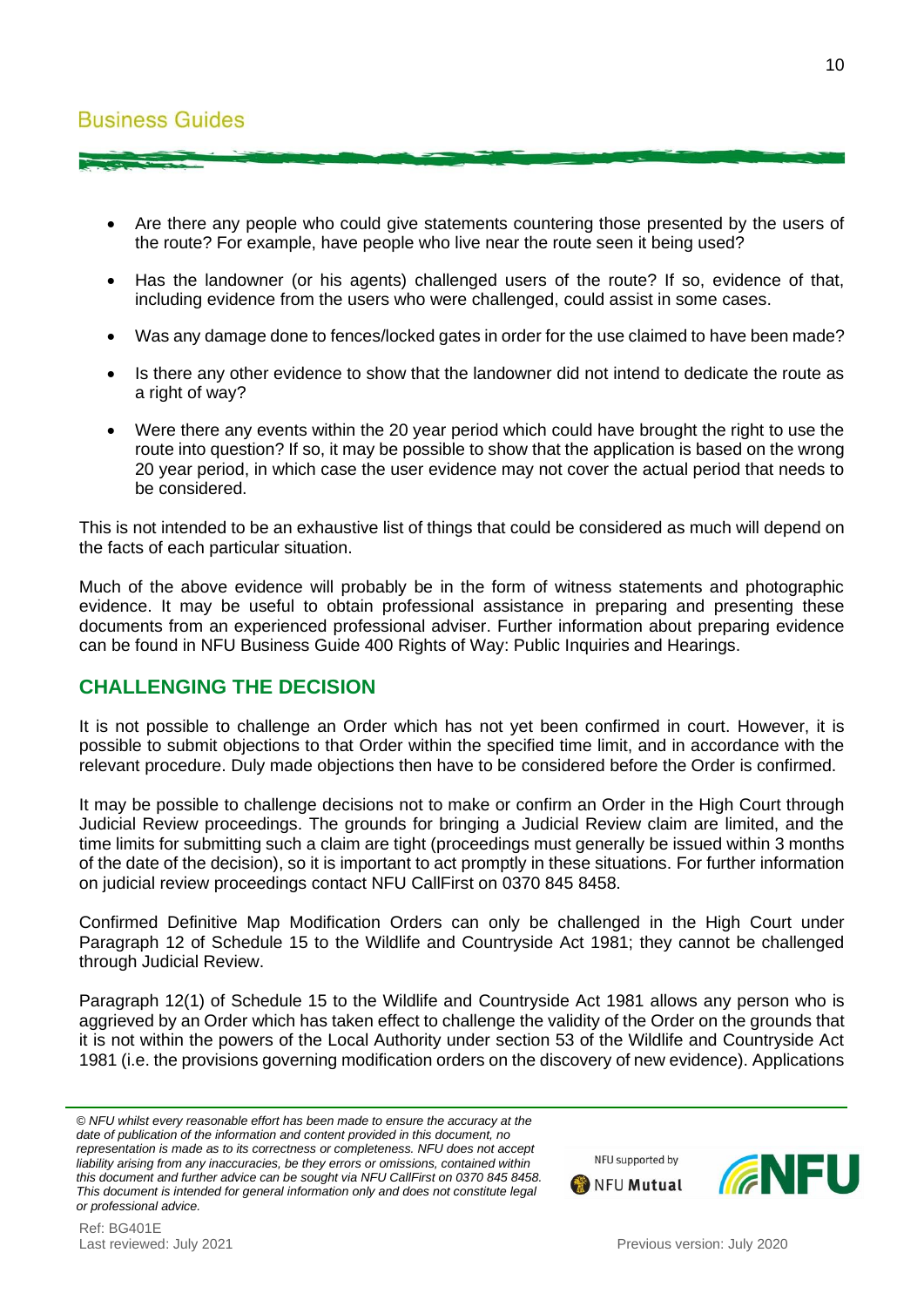- Are there any people who could give statements countering those presented by the users of the route? For example, have people who live near the route seen it being used?
- Has the landowner (or his agents) challenged users of the route? If so, evidence of that, including evidence from the users who were challenged, could assist in some cases.
- Was any damage done to fences/locked gates in order for the use claimed to have been made?
- Is there any other evidence to show that the landowner did not intend to dedicate the route as a right of way?
- Were there any events within the 20 year period which could have brought the right to use the route into question? If so, it may be possible to show that the application is based on the wrong 20 year period, in which case the user evidence may not cover the actual period that needs to be considered.

This is not intended to be an exhaustive list of things that could be considered as much will depend on the facts of each particular situation.

Much of the above evidence will probably be in the form of witness statements and photographic evidence. It may be useful to obtain professional assistance in preparing and presenting these documents from an experienced professional adviser. Further information about preparing evidence can be found in NFU Business Guide 400 Rights of Way: Public Inquiries and Hearings.

## CHALLENGING THE DECISION

It is not possible to challenge an Order which has not yet been confirmed in court. However, it is possible to submit objections to that Order within the specified time limit, and in accordance with the relevant procedure. Duly made objections then have to be considered before the Order is confirmed.

It may be possible to challenge decisions not to make or confirm an Order in the High Court through Judicial Review proceedings. The grounds for bringing a Judicial Review claim are limited, and the time limits for submitting such a claim are tight (proceedings must generally be issued within 3 months of the date of the decision), so it is important to act promptly in these situations. For further information on judicial review proceedings contact NFU CallFirst on 0370 845 8458.

Confirmed Definitive Map Modification Orders can only be challenged in the High Court under Paragraph 12 of Schedule 15 to the Wildlife and Countryside Act 1981; they cannot be challenged through Judicial Review.

Paragraph 12(1) of Schedule 15 to the Wildlife and Countryside Act 1981 allows any person who is aggrieved by an Order which has taken effect to challenge the validity of the Order on the grounds that it is not within the powers of the Local Authority under section 53 of the Wildlife and Countryside Act 1981 (i.e. the provisions governing modification orders on the discovery of new evidence). Applications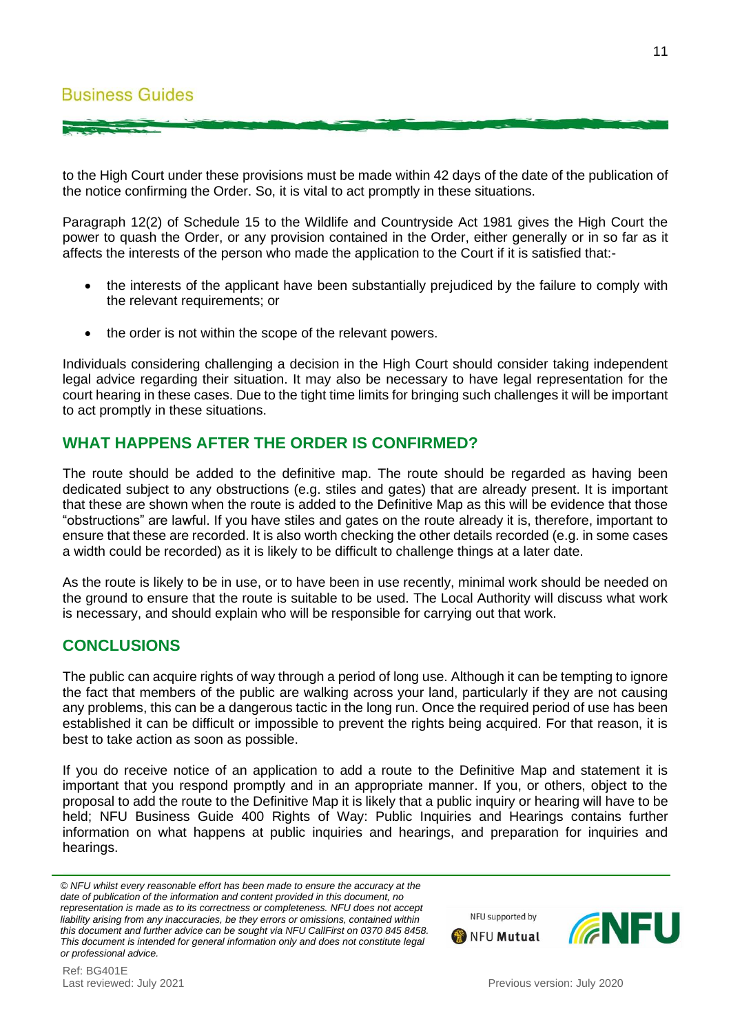to the High Court under these provisions must be made within 42 days of the date of the publication of the notice confirming the Order. So, it is vital to act promptly in these situations.

Paragraph 12(2) of Schedule 15 to the Wildlife and Countryside Act 1981 gives the High Court the power to quash the Order, or any provision contained in the Order, either generally or in so far as it affects the interests of the person who made the application to the Court if it is satisfied that:-

- the interests of the applicant have been substantially prejudiced by the failure to comply with the relevant requirements; or
- the order is not within the scope of the relevant powers.

Individuals considering challenging a decision in the High Court should consider taking independent legal advice regarding their situation. It may also be necessary to have legal representation for the court hearing in these cases. Due to the tight time limits for bringing such challenges it will be important to act promptly in these situations.

## WHAT HAPPENS AFTER THE ORDER IS CONFIRMED?

The route should be added to the definitive map. The route should be regarded as having been dedicated subject to any obstructions (e.g. stiles and gates) that are already present. It is important that these are shown when the route is added to the Definitive Map as this will be evidence that those "obstructions" are lawful. If you have stiles and gates on the route already it is, therefore, important to ensure that these are recorded. It is also worth checking the other details recorded (e.g. in some cases a width could be recorded) as it is likely to be difficult to challenge things at a later date.

As the route is likely to be in use, or to have been in use recently, minimal work should be needed on the ground to ensure that the route is suitable to be used. The Local Authority will discuss what work is necessary, and should explain who will be responsible for carrying out that work.

## CONCLUSIONS

The public can acquire rights of way through a period of long use. Although it can be tempting to ignore the fact that members of the public are walking across your land, particularly if they are not causing any problems, this can be a dangerous tactic in the long run. Once the required period of use has been established it can be difficult or impossible to prevent the rights being acquired. For that reason, it is best to take action as soon as possible.

If you do receive notice of an application to add a route to the Definitive Map and statement it is important that you respond promptly and in an appropriate manner. If you, or others, object to the proposal to add the route to the Definitive Map it is likely that a public inquiry or hearing will have to be held; NFU Business Guide 400 Rights of Way: Public Inquiries and Hearings contains further information on what happens at public inquiries and hearings, and preparation for inquiries and hearings.

*© NFU whilst every reasonable effort has been made to ensure the accuracy at the date of publication of the information and content provided in this document, no representation is made as to its correctness or completeness. NFU does not accept liability arising from any inaccuracies, be they errors or omissions, contained within this document and further advice can be sought via NFU CallFirst on 0370 845 8458. This document is intended for general information only and does not constitute legal or professional advice.*

NFU supported by NFU Mutual

Ref: BG401E
Last reviewed: July 2021

Previous version: July 2020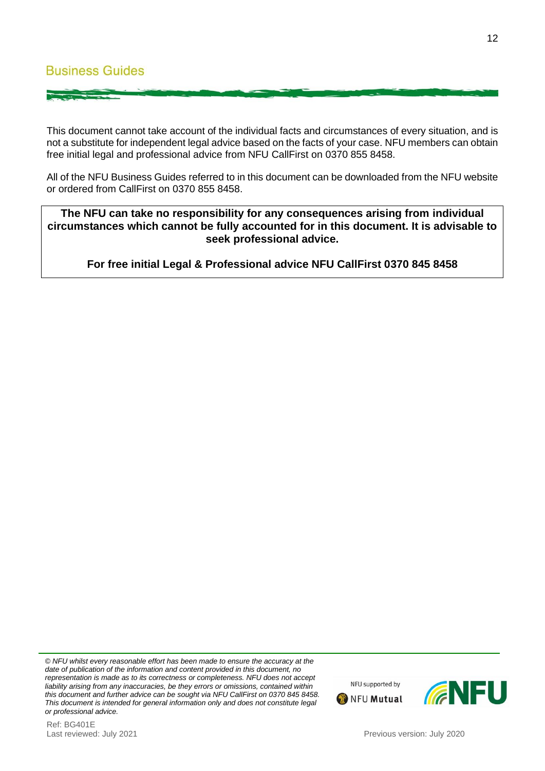This document cannot take account of the individual facts and circumstances of every situation, and is not a substitute for independent legal advice based on the facts of your case. NFU members can obtain free initial legal and professional advice from NFU CallFirst on 0370 855 8458.

All of the NFU Business Guides referred to in this document can be downloaded from the NFU website or ordered from CallFirst on 0370 855 8458.

**The NFU can take no responsibility for any consequences arising from individual circumstances which cannot be fully accounted for in this document. It is advisable to seek professional advice.**

**For free initial Legal & Professional advice NFU CallFirst 0370 845 8458**

*© NFU whilst every reasonable effort has been made to ensure the accuracy at the date of publication of the information and content provided in this document, no representation is made as to its correctness or completeness. NFU does not accept liability arising from any inaccuracies, be they errors or omissions, contained within this document and further advice can be sought via NFU CallFirst on 0370 845 8458. This document is intended for general information only and does not constitute legal or professional advice.*

NFU supported by NFU Mutual

Ref: BG401E
Last reviewed: July 2021

Previous version: July 2020